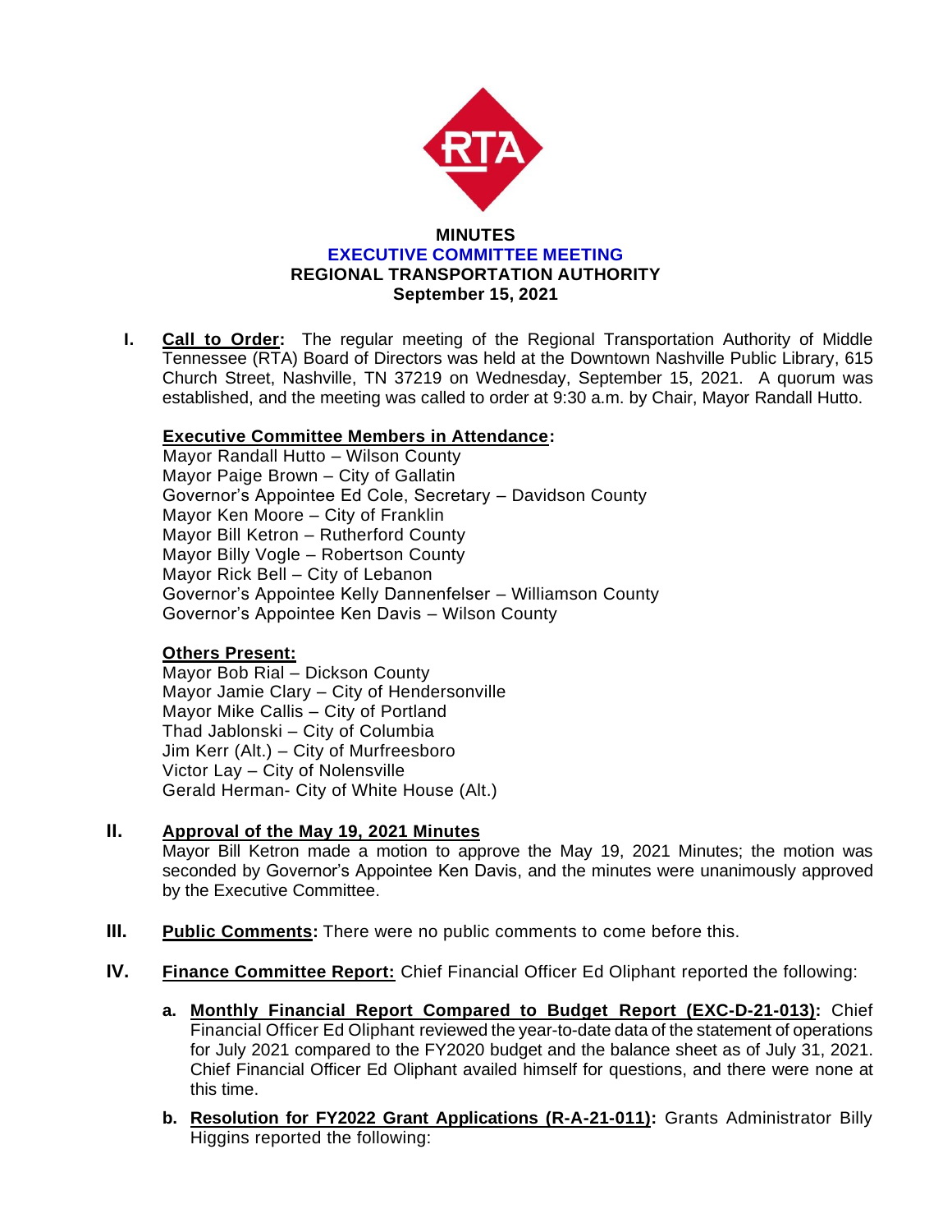# MINUTES
## EXECUTIVE COMMITTEE MEETING
## REGIONAL TRANSPORTATION AUTHORITY
### September 15, 2021

**I. Call to Order:** The regular meeting of the Regional Transportation Authority of Middle Tennessee (RTA) Board of Directors was held at the Downtown Nashville Public Library, 615 Church Street, Nashville, TN 37219 on Wednesday, September 15, 2021. A quorum was established, and the meeting was called to order at 9:30 a.m. by Chair, Mayor Randall Hutto.

**Executive Committee Members in Attendance:**

Mayor Randall Hutto – Wilson County
Mayor Paige Brown – City of Gallatin
Governor's Appointee Ed Cole, Secretary – Davidson County
Mayor Ken Moore – City of Franklin
Mayor Bill Ketron – Rutherford County
Mayor Billy Vogle – Robertson County
Mayor Rick Bell – City of Lebanon
Governor's Appointee Kelly Dannenfelser – Williamson County
Governor's Appointee Ken Davis – Wilson County

**Others Present:**

Mayor Bob Rial – Dickson County
Mayor Jamie Clary – City of Hendersonville
Mayor Mike Callis – City of Portland
Thad Jablonski – City of Columbia
Jim Kerr (Alt.) – City of Murfreesboro
Victor Lay – City of Nolensville
Gerald Herman- City of White House (Alt.)

**II. Approval of the May 19, 2021 Minutes**

Mayor Bill Ketron made a motion to approve the May 19, 2021 Minutes; the motion was seconded by Governor's Appointee Ken Davis, and the minutes were unanimously approved by the Executive Committee.

**III. Public Comments:** There were no public comments to come before this.

**IV. Finance Committee Report:** Chief Financial Officer Ed Oliphant reported the following:

- **a. Monthly Financial Report Compared to Budget Report (EXC-D-21-013):** Chief Financial Officer Ed Oliphant reviewed the year-to-date data of the statement of operations for July 2021 compared to the FY2020 budget and the balance sheet as of July 31, 2021. Chief Financial Officer Ed Oliphant availed himself for questions, and there were none at this time.
- **b. Resolution for FY2022 Grant Applications (R-A-21-011):** Grants Administrator Billy Higgins reported the following: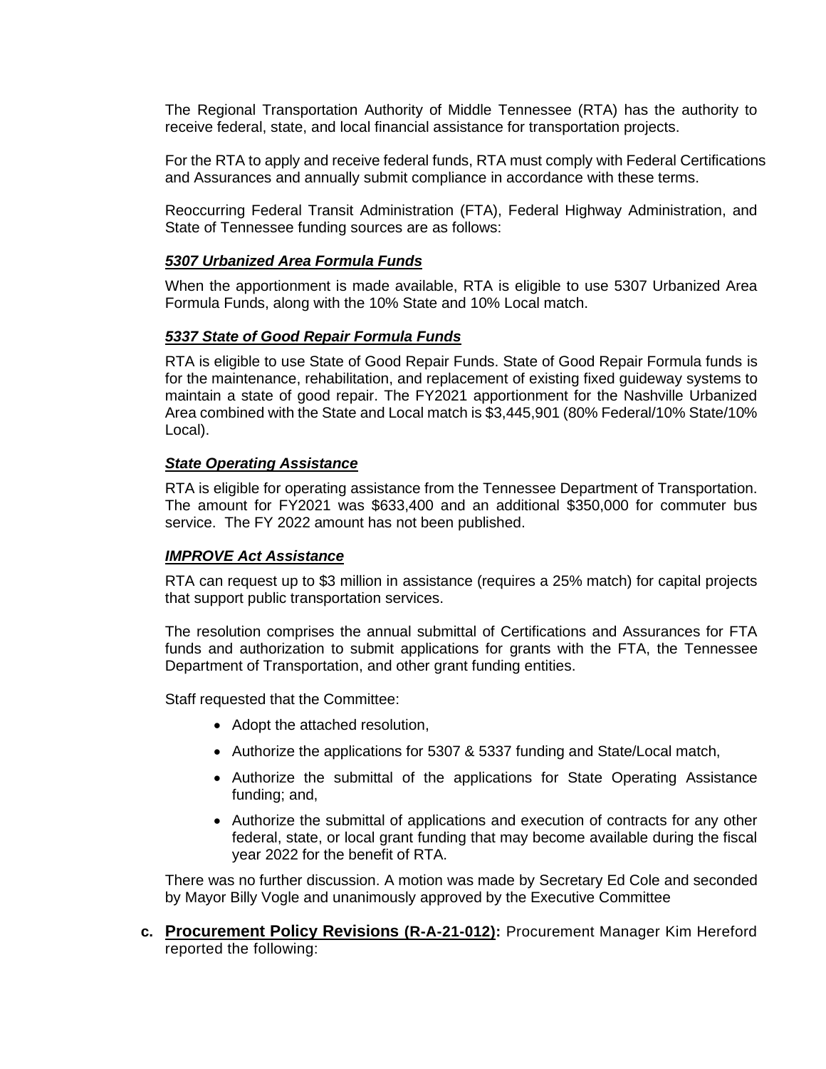The Regional Transportation Authority of Middle Tennessee (RTA) has the authority to receive federal, state, and local financial assistance for transportation projects.

For the RTA to apply and receive federal funds, RTA must comply with Federal Certifications and Assurances and annually submit compliance in accordance with these terms.

Reoccurring Federal Transit Administration (FTA), Federal Highway Administration, and State of Tennessee funding sources are as follows:

***5307 Urbanized Area Formula Funds***

When the apportionment is made available, RTA is eligible to use 5307 Urbanized Area Formula Funds, along with the 10% State and 10% Local match.

***5337 State of Good Repair Formula Funds***

RTA is eligible to use State of Good Repair Funds. State of Good Repair Formula funds is for the maintenance, rehabilitation, and replacement of existing fixed guideway systems to maintain a state of good repair. The FY2021 apportionment for the Nashville Urbanized Area combined with the State and Local match is $3,445,901 (80% Federal/10% State/10% Local).

***State Operating Assistance***

RTA is eligible for operating assistance from the Tennessee Department of Transportation. The amount for FY2021 was $633,400 and an additional $350,000 for commuter bus service. The FY 2022 amount has not been published.

***IMPROVE Act Assistance***

RTA can request up to $3 million in assistance (requires a 25% match) for capital projects that support public transportation services.

The resolution comprises the annual submittal of Certifications and Assurances for FTA funds and authorization to submit applications for grants with the FTA, the Tennessee Department of Transportation, and other grant funding entities.

Staff requested that the Committee:

- Adopt the attached resolution,
- Authorize the applications for 5307 & 5337 funding and State/Local match,
- Authorize the submittal of the applications for State Operating Assistance funding; and,
- Authorize the submittal of applications and execution of contracts for any other federal, state, or local grant funding that may become available during the fiscal year 2022 for the benefit of RTA.

There was no further discussion. A motion was made by Secretary Ed Cole and seconded by Mayor Billy Vogle and unanimously approved by the Executive Committee

c. **Procurement Policy Revisions (R-A-21-012):** Procurement Manager Kim Hereford reported the following: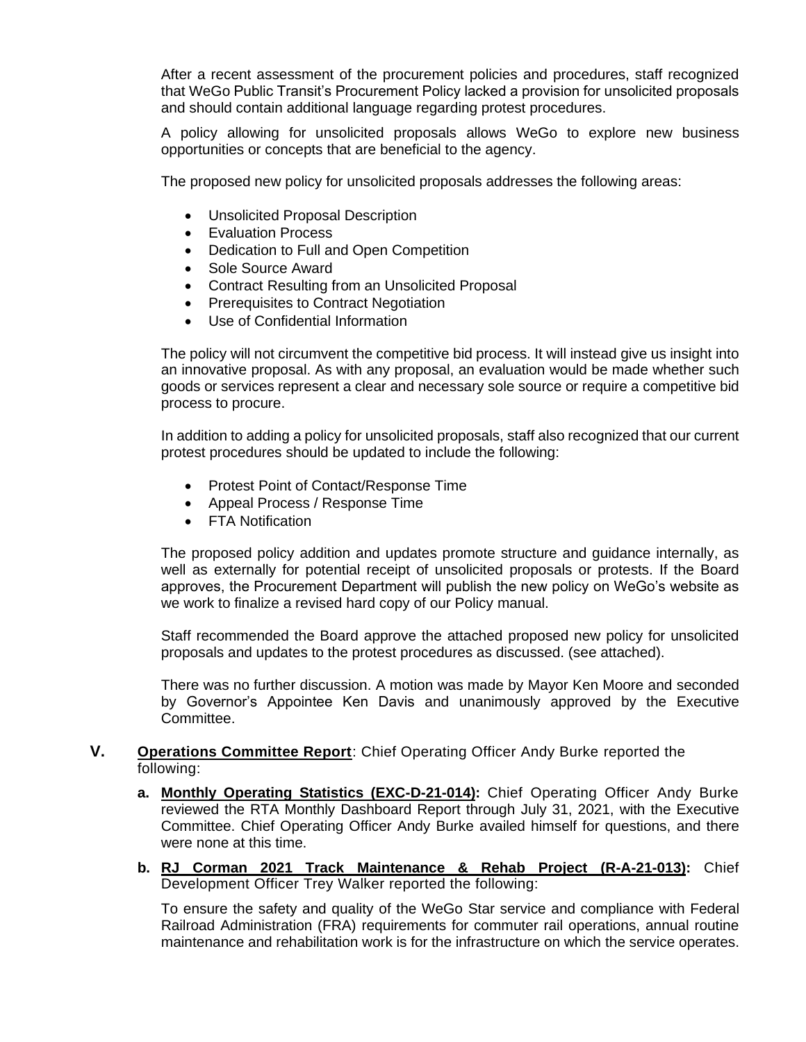After a recent assessment of the procurement policies and procedures, staff recognized that WeGo Public Transit's Procurement Policy lacked a provision for unsolicited proposals and should contain additional language regarding protest procedures.

A policy allowing for unsolicited proposals allows WeGo to explore new business opportunities or concepts that are beneficial to the agency.

The proposed new policy for unsolicited proposals addresses the following areas:

- Unsolicited Proposal Description
- Evaluation Process
- Dedication to Full and Open Competition
- Sole Source Award
- Contract Resulting from an Unsolicited Proposal
- Prerequisites to Contract Negotiation
- Use of Confidential Information

The policy will not circumvent the competitive bid process. It will instead give us insight into an innovative proposal. As with any proposal, an evaluation would be made whether such goods or services represent a clear and necessary sole source or require a competitive bid process to procure.

In addition to adding a policy for unsolicited proposals, staff also recognized that our current protest procedures should be updated to include the following:

- Protest Point of Contact/Response Time
- Appeal Process / Response Time
- FTA Notification

The proposed policy addition and updates promote structure and guidance internally, as well as externally for potential receipt of unsolicited proposals or protests. If the Board approves, the Procurement Department will publish the new policy on WeGo's website as we work to finalize a revised hard copy of our Policy manual.

Staff recommended the Board approve the attached proposed new policy for unsolicited proposals and updates to the protest procedures as discussed. (see attached).

There was no further discussion. A motion was made by Mayor Ken Moore and seconded by Governor's Appointee Ken Davis and unanimously approved by the Executive Committee.

**V. <u>Operations Committee Report</u>**: Chief Operating Officer Andy Burke reported the following:

**a. <u>Monthly Operating Statistics (EXC-D-21-014)</u>:** Chief Operating Officer Andy Burke reviewed the RTA Monthly Dashboard Report through July 31, 2021, with the Executive Committee. Chief Operating Officer Andy Burke availed himself for questions, and there were none at this time.

**b. <u>RJ Corman 2021 Track Maintenance & Rehab Project (R-A-21-013)</u>:** Chief Development Officer Trey Walker reported the following:

To ensure the safety and quality of the WeGo Star service and compliance with Federal Railroad Administration (FRA) requirements for commuter rail operations, annual routine maintenance and rehabilitation work is for the infrastructure on which the service operates.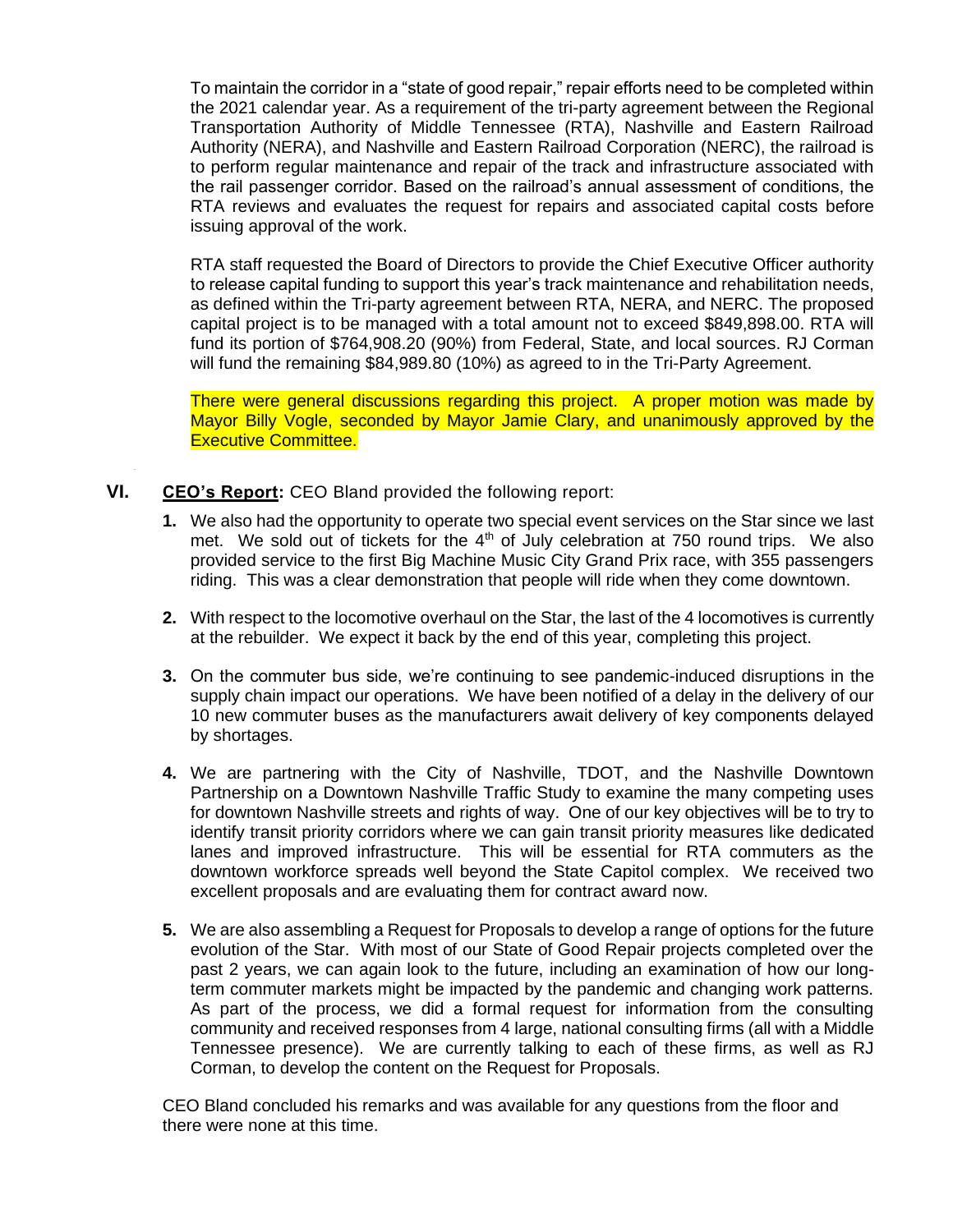To maintain the corridor in a "state of good repair," repair efforts need to be completed within the 2021 calendar year. As a requirement of the tri-party agreement between the Regional Transportation Authority of Middle Tennessee (RTA), Nashville and Eastern Railroad Authority (NERA), and Nashville and Eastern Railroad Corporation (NERC), the railroad is to perform regular maintenance and repair of the track and infrastructure associated with the rail passenger corridor. Based on the railroad's annual assessment of conditions, the RTA reviews and evaluates the request for repairs and associated capital costs before issuing approval of the work.

RTA staff requested the Board of Directors to provide the Chief Executive Officer authority to release capital funding to support this year's track maintenance and rehabilitation needs, as defined within the Tri-party agreement between RTA, NERA, and NERC. The proposed capital project is to be managed with a total amount not to exceed $849,898.00. RTA will fund its portion of $764,908.20 (90%) from Federal, State, and local sources. RJ Corman will fund the remaining $84,989.80 (10%) as agreed to in the Tri-Party Agreement.

There were general discussions regarding this project. A proper motion was made by Mayor Billy Vogle, seconded by Mayor Jamie Clary, and unanimously approved by the Executive Committee.

**VI. CEO's Report:** CEO Bland provided the following report:

1. We also had the opportunity to operate two special event services on the Star since we last met. We sold out of tickets for the 4th of July celebration at 750 round trips. We also provided service to the first Big Machine Music City Grand Prix race, with 355 passengers riding. This was a clear demonstration that people will ride when they come downtown.

2. With respect to the locomotive overhaul on the Star, the last of the 4 locomotives is currently at the rebuilder. We expect it back by the end of this year, completing this project.

3. On the commuter bus side, we're continuing to see pandemic-induced disruptions in the supply chain impact our operations. We have been notified of a delay in the delivery of our 10 new commuter buses as the manufacturers await delivery of key components delayed by shortages.

4. We are partnering with the City of Nashville, TDOT, and the Nashville Downtown Partnership on a Downtown Nashville Traffic Study to examine the many competing uses for downtown Nashville streets and rights of way. One of our key objectives will be to try to identify transit priority corridors where we can gain transit priority measures like dedicated lanes and improved infrastructure. This will be essential for RTA commuters as the downtown workforce spreads well beyond the State Capitol complex. We received two excellent proposals and are evaluating them for contract award now.

5. We are also assembling a Request for Proposals to develop a range of options for the future evolution of the Star. With most of our State of Good Repair projects completed over the past 2 years, we can again look to the future, including an examination of how our long-term commuter markets might be impacted by the pandemic and changing work patterns. As part of the process, we did a formal request for information from the consulting community and received responses from 4 large, national consulting firms (all with a Middle Tennessee presence). We are currently talking to each of these firms, as well as RJ Corman, to develop the content on the Request for Proposals.

CEO Bland concluded his remarks and was available for any questions from the floor and there were none at this time.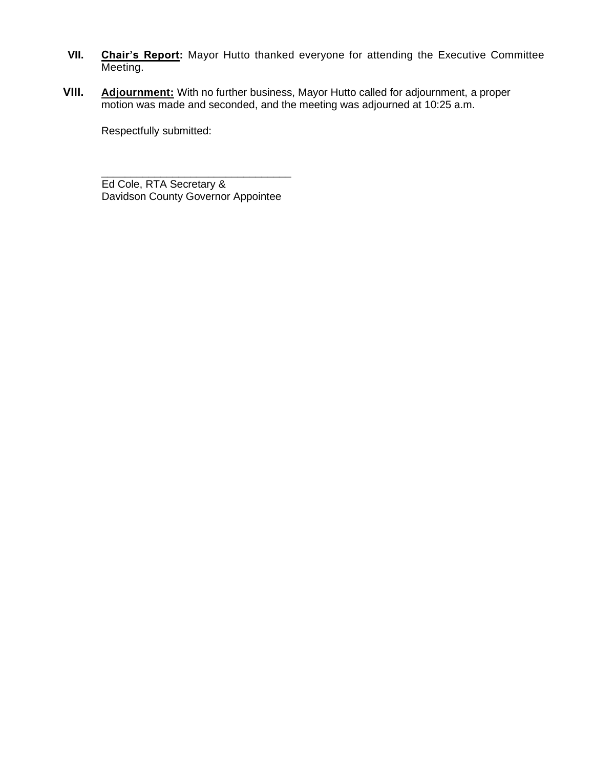**VII.** **Chair's Report:** Mayor Hutto thanked everyone for attending the Executive Committee Meeting.

**VIII.** **Adjournment:** With no further business, Mayor Hutto called for adjournment, a proper motion was made and seconded, and the meeting was adjourned at 10:25 a.m.

Respectfully submitted:

________________________________

Ed Cole, RTA Secretary &
Davidson County Governor Appointee